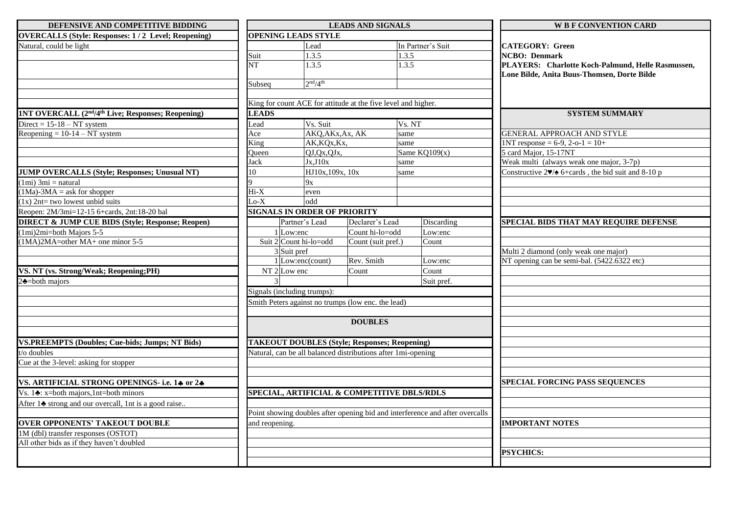## DEFENSIVE AND COMPETITIVE BIDDING

**OVERCALLS (Style: Responses: 1 / 2 Level; Reopening)**

Natural, could be light

**1NT OVERCALL (2nd/4th Live; Responses; Reopening)**

Direct = 15-18 – NT system

Reopening = 10-14 – NT system

**JUMP OVERCALLS (Style; Responses; Unusual NT)**

(1mi) 3mi = natural

(1Ma)-3MA = ask for shopper

(1x) 2nt= two lowest unbid suits

Reopen: 2M/3mi=12-15 6+cards, 2nt:18-20 bal

**DIRECT & JUMP CUE BIDS (Style; Response; Reopen)**

(1mi)2mi=both Majors 5-5

(1MA)2MA=other MA+ one minor 5-5

**VS. NT (vs. Strong/Weak; Reopening;PH)**

2♣=both majors

**VS.PREEMPTS (Doubles; Cue-bids; Jumps; NT Bids)**

t/o doubles

Cue at the 3-level: asking for stopper

**VS. ARTIFICIAL STRONG OPENINGS- i.e. 1♣ or 2♣**

Vs. 1♣: x=both majors,1nt=both minors

After 1♣ strong and our overcall, 1nt is a good raise..

**OVER OPPONENTS' TAKEOUT DOUBLE**

1M (dbl) transfer responses (OSTOT)

All other bids as if they haven't doubled

## LEADS AND SIGNALS

**OPENING LEADS STYLE**

| | Lead | In Partner's Suit |
|---|---|---|
| Suit | 1.3.5 | 1.3.5 |
| NT | 1.3.5 | 1.3.5 |
| Subseq | 2nd/4th | |

King for count ACE for attitude at the five level and higher.

**LEADS**

| Lead | Vs. Suit | Vs. NT |
|---|---|---|
| Ace | AKQ,AKx,Ax, AK | same |
| King | AK,KQx,Kx, | same |
| Queen | QJ,Qx,QJx, | Same KQ109(x) |
| Jack | Jx,J10x | same |
| 10 | HJ10x,109x, 10x | same |
| 9 | 9x | |
| Hi-X | even | |
| Lo-X | odd | |

**SIGNALS IN ORDER OF PRIORITY**

| | | Partner's Lead | Declarer's Lead | Discarding |
|---|---|---|---|---|
| Suit | 1 | Low:enc | Count hi-lo=odd | Low:enc |
| | 2 | Count hi-lo=odd | Count (suit pref.) | Count |
| | 3 | Suit pref | | |
| NT | 1 | Low:enc(count) | Rev. Smith | Low:enc |
| | 2 | Low enc | Count | Count |
| | 3 | | | Suit pref. |

Signals (including trumps):

Smith Peters against no trumps (low enc. the lead)

## DOUBLES

**TAKEOUT DOUBLES (Style; Responses; Reopening)**

Natural, can be all balanced distributions after 1mi-opening

**SPECIAL, ARTIFICIAL & COMPETITIVE DBLS/RDLS**

Point showing doubles after opening bid and interference and after overcalls and reopening.

## W B F CONVENTION CARD

**CATEGORY: Green**

**NCBO: Denmark**

**PLAYERS: Charlotte Koch-Palmund, Helle Rasmussen, Lone Bilde, Anita Buus-Thomsen, Dorte Bilde**

## SYSTEM SUMMARY

GENERAL APPROACH AND STYLE

1NT response = 6-9, 2-o-1 = 10+

5 card Major, 15-17NT

Weak multi (always weak one major, 3-7p)

Constructive 2♥/♠ 6+cards , the bid suit and 8-10 p

**SPECIAL BIDS THAT MAY REQUIRE DEFENSE**

Multi 2 diamond (only weak one major)

NT opening can be semi-bal. (5422.6322 etc)

**SPECIAL FORCING PASS SEQUENCES**

**IMPORTANT NOTES**

**PSYCHICS:**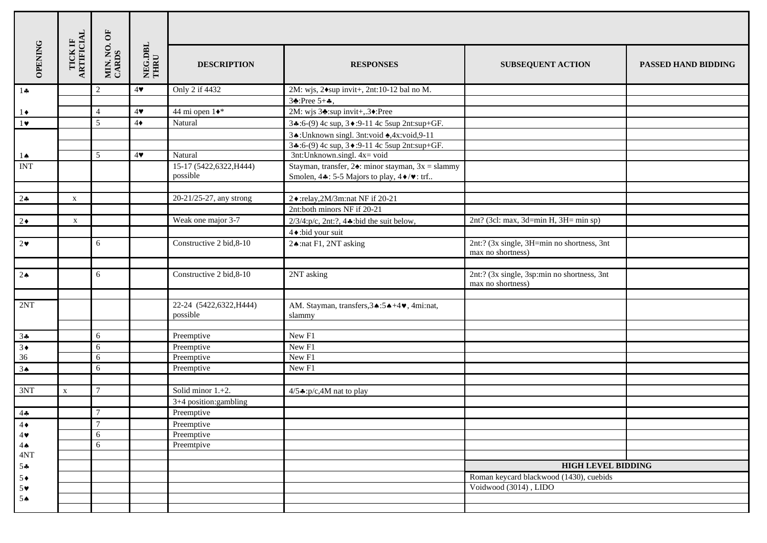| OPENING | TICK IF ARTIFICIAL | MIN. NO. OF CARDS | NEG.DBL THRU | DESCRIPTION | RESPONSES | SUBSEQUENT ACTION | PASSED HAND BIDDING |
|---|---|---|---|---|---|---|---|
| 1♣ | | 2 | 4♥ | Only 2 if 4432 | 2M: wjs, 2♦sup invit+, 2nt:10-12 bal no M. | | |
| | | | | | 3♣:Pree 5+♣, | | |
| 1♦ | | 4 | 4♥ | 44 mi open 1♦* | 2M: wjs 3♣:sup invit+,.3♦:Pree | | |
| 1♥ | | 5 | 4♦ | Natural | 3♣:6-(9) 4c sup, 3♦:9-11 4c 5sup 2nt:sup+GF. | | |
| | | | | | 3♠:Unknown singl. 3nt:void ♠,4x:void,9-11 | | |
| | | | | | 3♣:6-(9) 4c sup, 3♦:9-11 4c 5sup 2nt:sup+GF. | | |
| 1♠ | | 5 | 4♥ | Natural | 3nt:Unknown.singl. 4x= void | | |
| INT | | | | 15-17 (5422,6322,H444) possible | Stayman, transfer, 2♠: minor stayman, 3x = slammy Smolen, 4♣: 5-5 Majors to play, 4♦/♥: trf.. | | |
| | | | | | | | |
| 2♣ | x | | | 20-21/25-27, any strong | 2♦:relay,2M/3m:nat NF if 20-21 | | |
| | | | | | 2nt:both minors NF if 20-21 | | |
| 2♦ | x | | | Weak one major 3-7 | 2/3/4:p/c, 2nt:?, 4♣:bid the suit below, | 2nt? (3cl: max, 3d=min H, 3H= min sp) | |
| | | | | | 4♦:bid your suit | | |
| 2♥ | | 6 | | Constructive 2 bid,8-10 | 2♠:nat F1, 2NT asking | 2nt:? (3x single, 3H=min no shortness, 3nt max no shortness) | |
| | | | | | | | |
| 2♠ | | 6 | | Constructive 2 bid,8-10 | 2NT asking | 2nt:? (3x single, 3sp:min no shortness, 3nt max no shortness) | |
| | | | | | | | |
| 2NT | | | | 22-24 (5422,6322,H444) possible | AM. Stayman, transfers,3♠:5♠+4♥, 4mi:nat, slammy | | |
| | | | | | | | |
| 3♣ | | 6 | | Preemptive | New F1 | | |
| 3♦ | | 6 | | Preemptive | New F1 | | |
| 36 | | 6 | | Preemptive | New F1 | | |
| 3♠ | | 6 | | Preemptive | New F1 | | |
| | | | | | | | |
| 3NT | x | 7 | | Solid minor 1.+2. | 4/5♣:p/c,4M nat to play | | |
| | | | | 3+4 position:gambling | | | |
| 4♣ | | 7 | | Preemptive | | | |
| 4♦ | | 7 | | Preemptive | | | |
| 4♥ | | 6 | | Preemptive | | | |
| 4♠ | | 6 | | Preemtpive | | | |
| 4NT | | | | | | | |
| 5♣ | | | | | | **HIGH LEVEL BIDDING** | |
| 5♦ | | | | | | Roman keycard blackwood (1430), cuebids | |
| 5♥ | | | | | | Voidwood (3014) , LIDO | |
| 5♠ | | | | | | | |
| | | | | | | | |